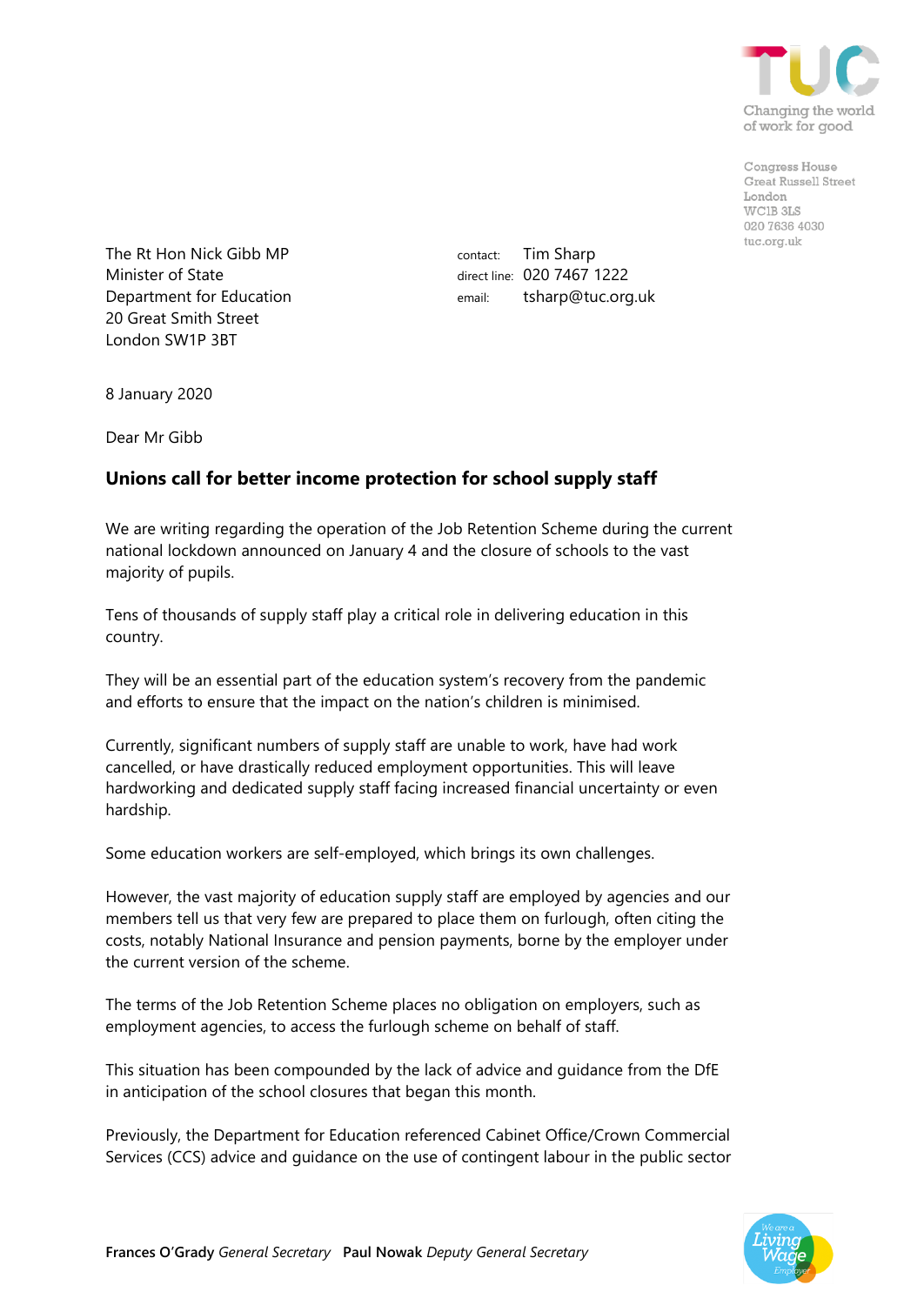Changing the world of work for good

Congress House
Great Russell Street
London
WC1B 3LS
020 7636 4030
tuc.org.uk

The Rt Hon Nick Gibb MP
Minister of State
Department for Education
20 Great Smith Street
London SW1P 3BT

contact: Tim Sharp
direct line: 020 7467 1222
email: tsharp@tuc.org.uk

8 January 2020

Dear Mr Gibb

## Unions call for better income protection for school supply staff

We are writing regarding the operation of the Job Retention Scheme during the current national lockdown announced on January 4 and the closure of schools to the vast majority of pupils.

Tens of thousands of supply staff play a critical role in delivering education in this country.

They will be an essential part of the education system's recovery from the pandemic and efforts to ensure that the impact on the nation's children is minimised.

Currently, significant numbers of supply staff are unable to work, have had work cancelled, or have drastically reduced employment opportunities. This will leave hardworking and dedicated supply staff facing increased financial uncertainty or even hardship.

Some education workers are self-employed, which brings its own challenges.

However, the vast majority of education supply staff are employed by agencies and our members tell us that very few are prepared to place them on furlough, often citing the costs, notably National Insurance and pension payments, borne by the employer under the current version of the scheme.

The terms of the Job Retention Scheme places no obligation on employers, such as employment agencies, to access the furlough scheme on behalf of staff.

This situation has been compounded by the lack of advice and guidance from the DfE in anticipation of the school closures that began this month.

Previously, the Department for Education referenced Cabinet Office/Crown Commercial Services (CCS) advice and guidance on the use of contingent labour in the public sector

**Frances O'Grady** *General Secretary* **Paul Nowak** *Deputy General Secretary*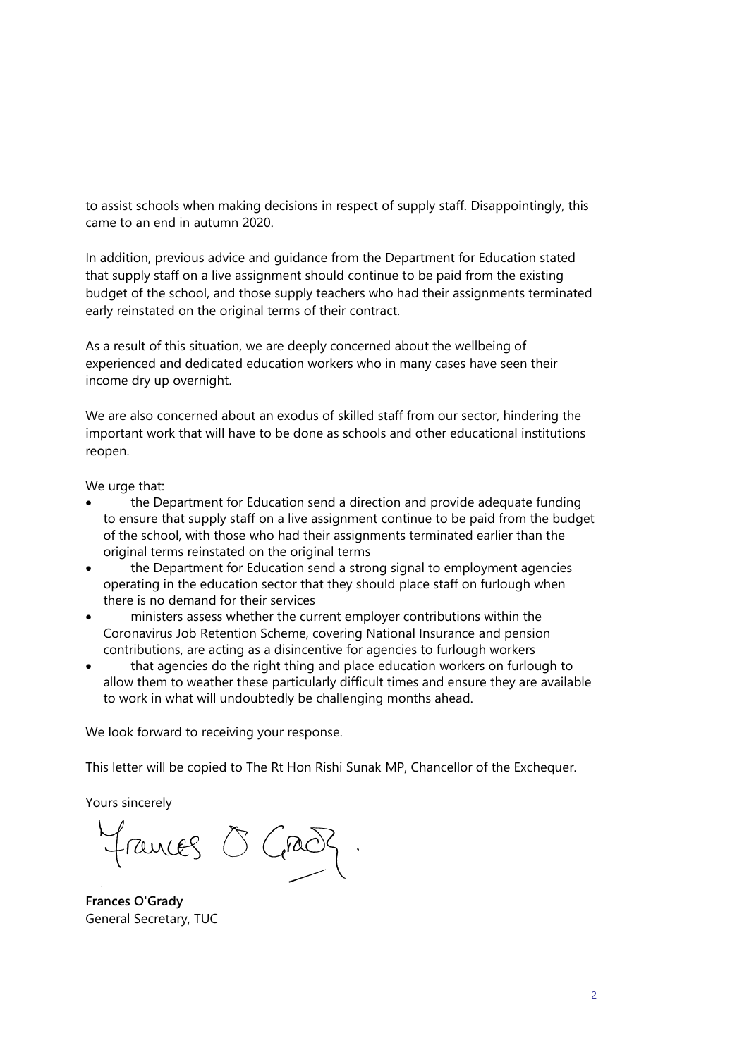to assist schools when making decisions in respect of supply staff. Disappointingly, this came to an end in autumn 2020.

In addition, previous advice and guidance from the Department for Education stated that supply staff on a live assignment should continue to be paid from the existing budget of the school, and those supply teachers who had their assignments terminated early reinstated on the original terms of their contract.

As a result of this situation, we are deeply concerned about the wellbeing of experienced and dedicated education workers who in many cases have seen their income dry up overnight.

We are also concerned about an exodus of skilled staff from our sector, hindering the important work that will have to be done as schools and other educational institutions reopen.

We urge that:

- the Department for Education send a direction and provide adequate funding to ensure that supply staff on a live assignment continue to be paid from the budget of the school, with those who had their assignments terminated earlier than the original terms reinstated on the original terms
- the Department for Education send a strong signal to employment agencies operating in the education sector that they should place staff on furlough when there is no demand for their services
- ministers assess whether the current employer contributions within the Coronavirus Job Retention Scheme, covering National Insurance and pension contributions, are acting as a disincentive for agencies to furlough workers
- that agencies do the right thing and place education workers on furlough to allow them to weather these particularly difficult times and ensure they are available to work in what will undoubtedly be challenging months ahead.

We look forward to receiving your response.

This letter will be copied to The Rt Hon Rishi Sunak MP, Chancellor of the Exchequer.

Yours sincerely

Frances O'Grady

**Frances O'Grady**
General Secretary, TUC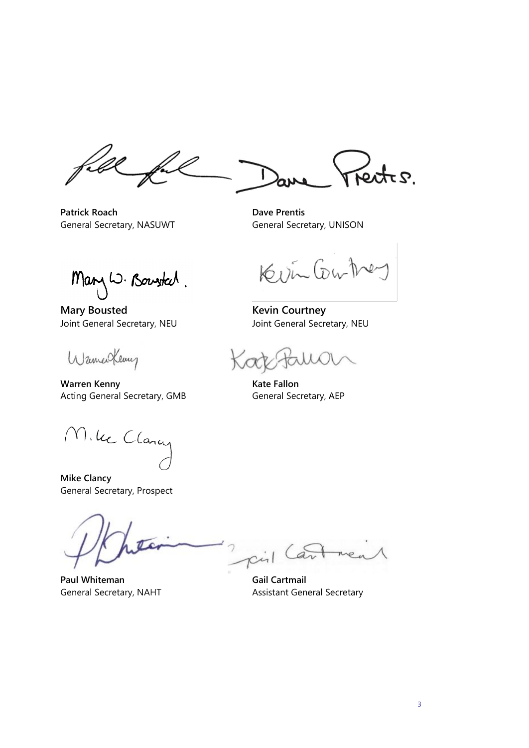**Patrick Roach**
General Secretary, NASUWT

**Dave Prentis**
General Secretary, UNISON

**Mary Bousted**
Joint General Secretary, NEU

**Kevin Courtney**
Joint General Secretary, NEU

**Warren Kenny**
Acting General Secretary, GMB

**Kate Fallon**
General Secretary, AEP

**Mike Clancy**
General Secretary, Prospect

**Paul Whiteman**
General Secretary, NAHT

**Gail Cartmail**
Assistant General Secretary